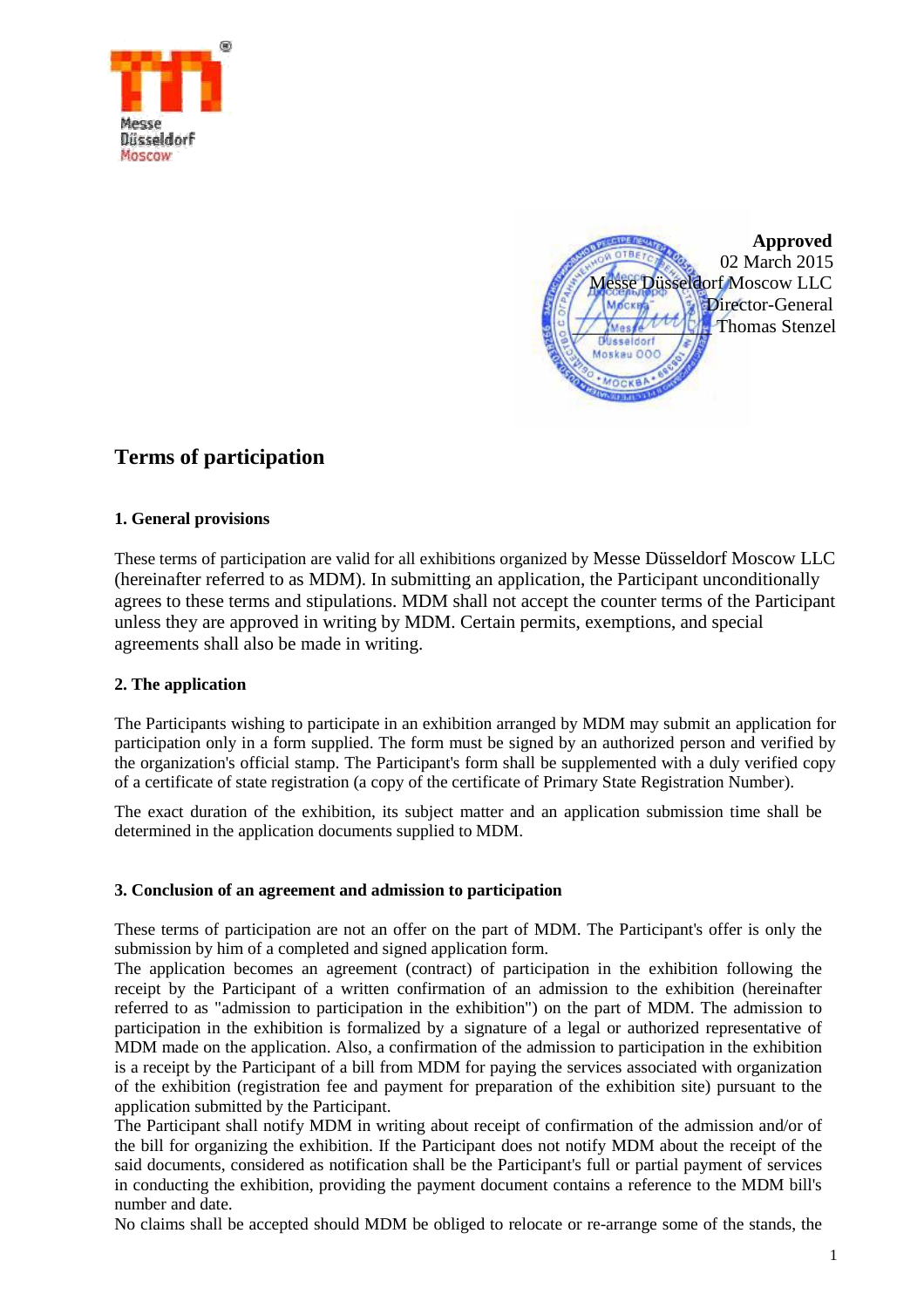Messe Düsseldorf Moscow

**Approved**
02 March 2015
Messe Düsseldorf Moscow LLC
Director-General
Thomas Stenzel

# Terms of participation

## 1. General provisions

These terms of participation are valid for all exhibitions organized by Messe Düsseldorf Moscow LLC (hereinafter referred to as MDM). In submitting an application, the Participant unconditionally agrees to these terms and stipulations. MDM shall not accept the counter terms of the Participant unless they are approved in writing by MDM. Certain permits, exemptions, and special agreements shall also be made in writing.

## 2. The application

The Participants wishing to participate in an exhibition arranged by MDM may submit an application for participation only in a form supplied. The form must be signed by an authorized person and verified by the organization's official stamp. The Participant's form shall be supplemented with a duly verified copy of a certificate of state registration (a copy of the certificate of Primary State Registration Number).

The exact duration of the exhibition, its subject matter and an application submission time shall be determined in the application documents supplied to MDM.

## 3. Conclusion of an agreement and admission to participation

These terms of participation are not an offer on the part of MDM. The Participant's offer is only the submission by him of a completed and signed application form.

The application becomes an agreement (contract) of participation in the exhibition following the receipt by the Participant of a written confirmation of an admission to the exhibition (hereinafter referred to as "admission to participation in the exhibition") on the part of MDM. The admission to participation in the exhibition is formalized by a signature of a legal or authorized representative of MDM made on the application. Also, a confirmation of the admission to participation in the exhibition is a receipt by the Participant of a bill from MDM for paying the services associated with organization of the exhibition (registration fee and payment for preparation of the exhibition site) pursuant to the application submitted by the Participant.

The Participant shall notify MDM in writing about receipt of confirmation of the admission and/or of the bill for organizing the exhibition. If the Participant does not notify MDM about the receipt of the said documents, considered as notification shall be the Participant's full or partial payment of services in conducting the exhibition, providing the payment document contains a reference to the MDM bill's number and date.

No claims shall be accepted should MDM be obliged to relocate or re-arrange some of the stands, the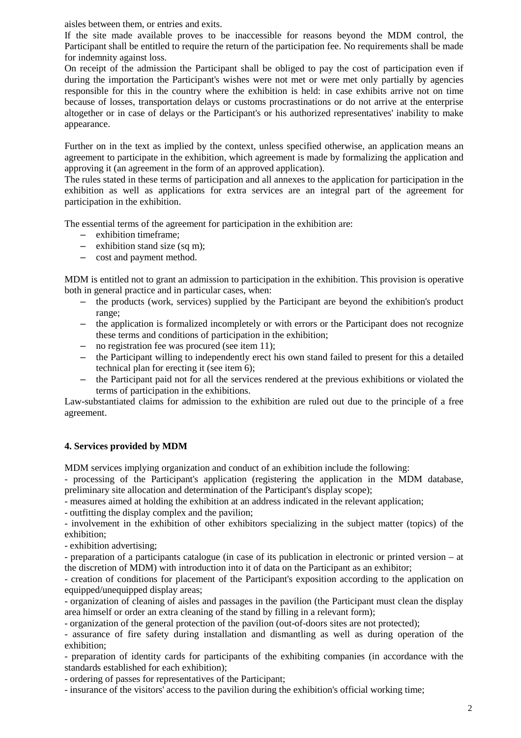aisles between them, or entries and exits.

If the site made available proves to be inaccessible for reasons beyond the MDM control, the Participant shall be entitled to require the return of the participation fee. No requirements shall be made for indemnity against loss.

On receipt of the admission the Participant shall be obliged to pay the cost of participation even if during the importation the Participant's wishes were not met or were met only partially by agencies responsible for this in the country where the exhibition is held: in case exhibits arrive not on time because of losses, transportation delays or customs procrastinations or do not arrive at the enterprise altogether or in case of delays or the Participant's or his authorized representatives' inability to make appearance.

Further on in the text as implied by the context, unless specified otherwise, an application means an agreement to participate in the exhibition, which agreement is made by formalizing the application and approving it (an agreement in the form of an approved application).

The rules stated in these terms of participation and all annexes to the application for participation in the exhibition as well as applications for extra services are an integral part of the agreement for participation in the exhibition.

The essential terms of the agreement for participation in the exhibition are:

- exhibition timeframe;
- exhibition stand size (sq m);
- cost and payment method.

MDM is entitled not to grant an admission to participation in the exhibition. This provision is operative both in general practice and in particular cases, when:

- the products (work, services) supplied by the Participant are beyond the exhibition's product range;
- the application is formalized incompletely or with errors or the Participant does not recognize these terms and conditions of participation in the exhibition;
- no registration fee was procured (see item 11);
- the Participant willing to independently erect his own stand failed to present for this a detailed technical plan for erecting it (see item 6);
- the Participant paid not for all the services rendered at the previous exhibitions or violated the terms of participation in the exhibitions.

Law-substantiated claims for admission to the exhibition are ruled out due to the principle of a free agreement.

## 4. Services provided by MDM

MDM services implying organization and conduct of an exhibition include the following:

- processing of the Participant's application (registering the application in the MDM database, preliminary site allocation and determination of the Participant's display scope);
- measures aimed at holding the exhibition at an address indicated in the relevant application;
- outfitting the display complex and the pavilion;
- involvement in the exhibition of other exhibitors specializing in the subject matter (topics) of the exhibition;
- exhibition advertising;
- preparation of a participants catalogue (in case of its publication in electronic or printed version – at the discretion of MDM) with introduction into it of data on the Participant as an exhibitor;
- creation of conditions for placement of the Participant's exposition according to the application on equipped/unequipped display areas;
- organization of cleaning of aisles and passages in the pavilion (the Participant must clean the display area himself or order an extra cleaning of the stand by filling in a relevant form);
- organization of the general protection of the pavilion (out-of-doors sites are not protected);
- assurance of fire safety during installation and dismantling as well as during operation of the exhibition;
- preparation of identity cards for participants of the exhibiting companies (in accordance with the standards established for each exhibition);
- ordering of passes for representatives of the Participant;
- insurance of the visitors' access to the pavilion during the exhibition's official working time;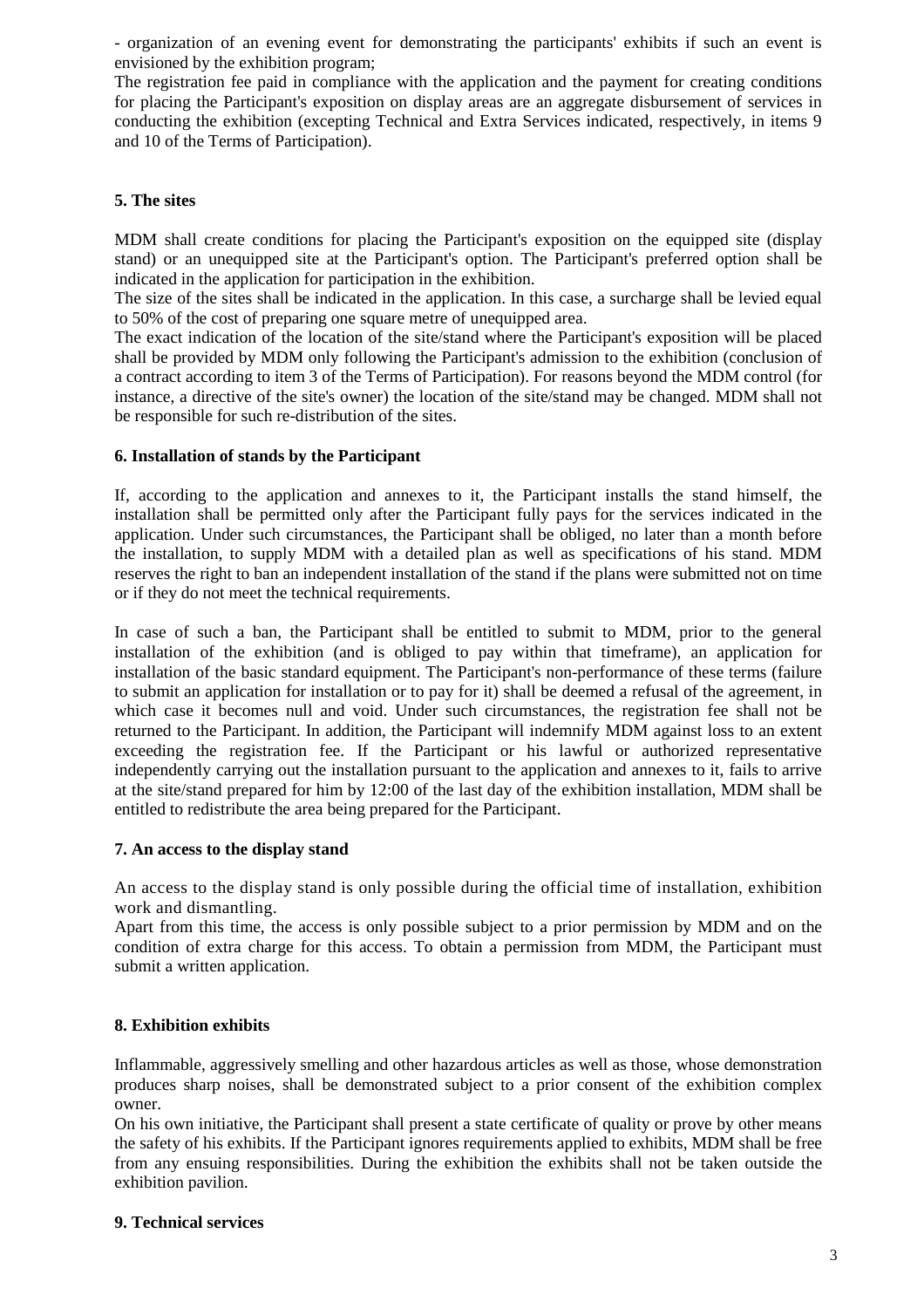- organization of an evening event for demonstrating the participants' exhibits if such an event is envisioned by the exhibition program;

The registration fee paid in compliance with the application and the payment for creating conditions for placing the Participant's exposition on display areas are an aggregate disbursement of services in conducting the exhibition (excepting Technical and Extra Services indicated, respectively, in items 9 and 10 of the Terms of Participation).

### 5. The sites

MDM shall create conditions for placing the Participant's exposition on the equipped site (display stand) or an unequipped site at the Participant's option. The Participant's preferred option shall be indicated in the application for participation in the exhibition.

The size of the sites shall be indicated in the application. In this case, a surcharge shall be levied equal to 50% of the cost of preparing one square metre of unequipped area.

The exact indication of the location of the site/stand where the Participant's exposition will be placed shall be provided by MDM only following the Participant's admission to the exhibition (conclusion of a contract according to item 3 of the Terms of Participation). For reasons beyond the MDM control (for instance, a directive of the site's owner) the location of the site/stand may be changed. MDM shall not be responsible for such re-distribution of the sites.

### 6. Installation of stands by the Participant

If, according to the application and annexes to it, the Participant installs the stand himself, the installation shall be permitted only after the Participant fully pays for the services indicated in the application. Under such circumstances, the Participant shall be obliged, no later than a month before the installation, to supply MDM with a detailed plan as well as specifications of his stand. MDM reserves the right to ban an independent installation of the stand if the plans were submitted not on time or if they do not meet the technical requirements.

In case of such a ban, the Participant shall be entitled to submit to MDM, prior to the general installation of the exhibition (and is obliged to pay within that timeframe), an application for installation of the basic standard equipment. The Participant's non-performance of these terms (failure to submit an application for installation or to pay for it) shall be deemed a refusal of the agreement, in which case it becomes null and void. Under such circumstances, the registration fee shall not be returned to the Participant. In addition, the Participant will indemnify MDM against loss to an extent exceeding the registration fee. If the Participant or his lawful or authorized representative independently carrying out the installation pursuant to the application and annexes to it, fails to arrive at the site/stand prepared for him by 12:00 of the last day of the exhibition installation, MDM shall be entitled to redistribute the area being prepared for the Participant.

### 7. An access to the display stand

An access to the display stand is only possible during the official time of installation, exhibition work and dismantling.

Apart from this time, the access is only possible subject to a prior permission by MDM and on the condition of extra charge for this access. To obtain a permission from MDM, the Participant must submit a written application.

### 8. Exhibition exhibits

Inflammable, aggressively smelling and other hazardous articles as well as those, whose demonstration produces sharp noises, shall be demonstrated subject to a prior consent of the exhibition complex owner.

On his own initiative, the Participant shall present a state certificate of quality or prove by other means the safety of his exhibits. If the Participant ignores requirements applied to exhibits, MDM shall be free from any ensuing responsibilities. During the exhibition the exhibits shall not be taken outside the exhibition pavilion.

### 9. Technical services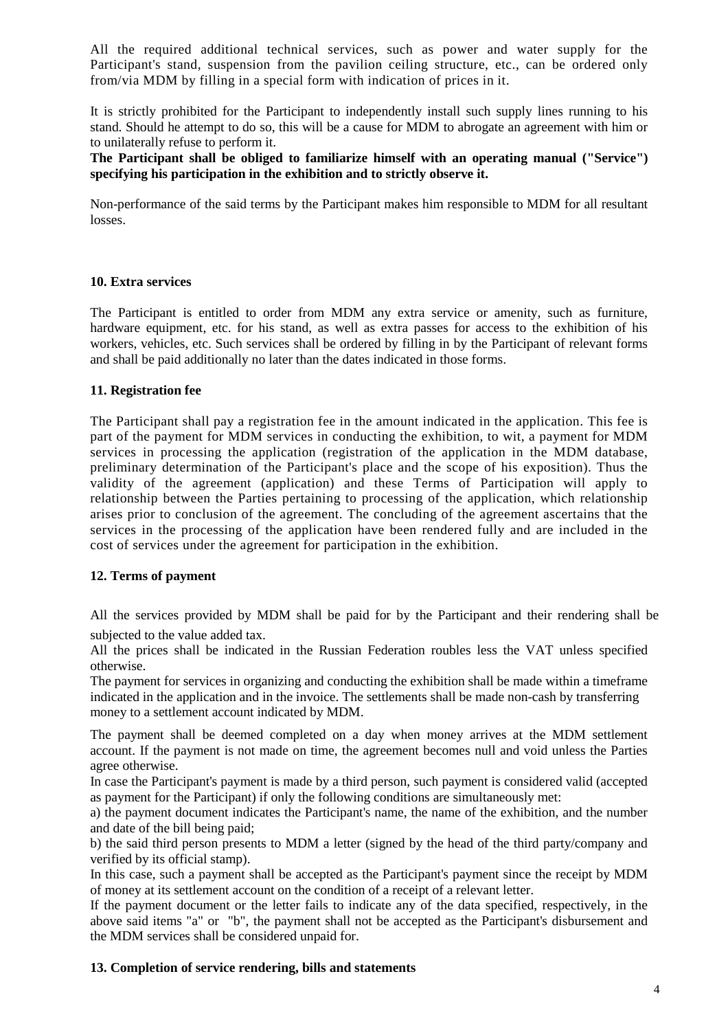All the required additional technical services, such as power and water supply for the Participant's stand, suspension from the pavilion ceiling structure, etc., can be ordered only from/via MDM by filling in a special form with indication of prices in it.

It is strictly prohibited for the Participant to independently install such supply lines running to his stand. Should he attempt to do so, this will be a cause for MDM to abrogate an agreement with him or to unilaterally refuse to perform it.

**The Participant shall be obliged to familiarize himself with an operating manual ("Service") specifying his participation in the exhibition and to strictly observe it.**

Non-performance of the said terms by the Participant makes him responsible to MDM for all resultant losses.

### 10. Extra services

The Participant is entitled to order from MDM any extra service or amenity, such as furniture, hardware equipment, etc. for his stand, as well as extra passes for access to the exhibition of his workers, vehicles, etc. Such services shall be ordered by filling in by the Participant of relevant forms and shall be paid additionally no later than the dates indicated in those forms.

### 11. Registration fee

The Participant shall pay a registration fee in the amount indicated in the application. This fee is part of the payment for MDM services in conducting the exhibition, to wit, a payment for MDM services in processing the application (registration of the application in the MDM database, preliminary determination of the Participant's place and the scope of his exposition). Thus the validity of the agreement (application) and these Terms of Participation will apply to relationship between the Parties pertaining to processing of the application, which relationship arises prior to conclusion of the agreement. The concluding of the agreement ascertains that the services in the processing of the application have been rendered fully and are included in the cost of services under the agreement for participation in the exhibition.

### 12. Terms of payment

All the services provided by MDM shall be paid for by the Participant and their rendering shall be subjected to the value added tax.

All the prices shall be indicated in the Russian Federation roubles less the VAT unless specified otherwise.

The payment for services in organizing and conducting the exhibition shall be made within a timeframe indicated in the application and in the invoice. The settlements shall be made non-cash by transferring money to a settlement account indicated by MDM.

The payment shall be deemed completed on a day when money arrives at the MDM settlement account. If the payment is not made on time, the agreement becomes null and void unless the Parties agree otherwise.

In case the Participant's payment is made by a third person, such payment is considered valid (accepted as payment for the Participant) if only the following conditions are simultaneously met:

a) the payment document indicates the Participant's name, the name of the exhibition, and the number and date of the bill being paid;

b) the said third person presents to MDM a letter (signed by the head of the third party/company and verified by its official stamp).

In this case, such a payment shall be accepted as the Participant's payment since the receipt by MDM of money at its settlement account on the condition of a receipt of a relevant letter.

If the payment document or the letter fails to indicate any of the data specified, respectively, in the above said items "a" or "b", the payment shall not be accepted as the Participant's disbursement and the MDM services shall be considered unpaid for.

### 13. Completion of service rendering, bills and statements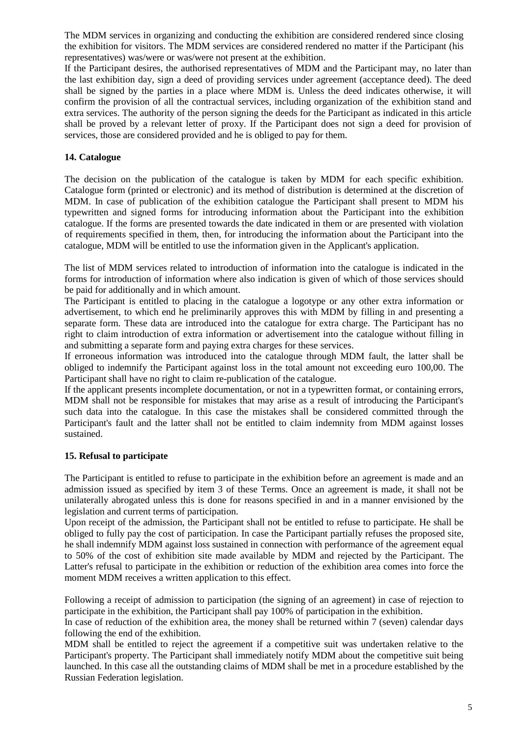The MDM services in organizing and conducting the exhibition are considered rendered since closing the exhibition for visitors. The MDM services are considered rendered no matter if the Participant (his representatives) was/were or was/were not present at the exhibition.

If the Participant desires, the authorised representatives of MDM and the Participant may, no later than the last exhibition day, sign a deed of providing services under agreement (acceptance deed). The deed shall be signed by the parties in a place where MDM is. Unless the deed indicates otherwise, it will confirm the provision of all the contractual services, including organization of the exhibition stand and extra services. The authority of the person signing the deeds for the Participant as indicated in this article shall be proved by a relevant letter of proxy. If the Participant does not sign a deed for provision of services, those are considered provided and he is obliged to pay for them.

## 14. Catalogue

The decision on the publication of the catalogue is taken by MDM for each specific exhibition. Catalogue form (printed or electronic) and its method of distribution is determined at the discretion of MDM. In case of publication of the exhibition catalogue the Participant shall present to MDM his typewritten and signed forms for introducing information about the Participant into the exhibition catalogue. If the forms are presented towards the date indicated in them or are presented with violation of requirements specified in them, then, for introducing the information about the Participant into the catalogue, MDM will be entitled to use the information given in the Applicant's application.

The list of MDM services related to introduction of information into the catalogue is indicated in the forms for introduction of information where also indication is given of which of those services should be paid for additionally and in which amount.

The Participant is entitled to placing in the catalogue a logotype or any other extra information or advertisement, to which end he preliminarily approves this with MDM by filling in and presenting a separate form. These data are introduced into the catalogue for extra charge. The Participant has no right to claim introduction of extra information or advertisement into the catalogue without filling in and submitting a separate form and paying extra charges for these services.

If erroneous information was introduced into the catalogue through MDM fault, the latter shall be obliged to indemnify the Participant against loss in the total amount not exceeding euro 100,00. The Participant shall have no right to claim re-publication of the catalogue.

If the applicant presents incomplete documentation, or not in a typewritten format, or containing errors, MDM shall not be responsible for mistakes that may arise as a result of introducing the Participant's such data into the catalogue. In this case the mistakes shall be considered committed through the Participant's fault and the latter shall not be entitled to claim indemnity from MDM against losses sustained.

## 15. Refusal to participate

The Participant is entitled to refuse to participate in the exhibition before an agreement is made and an admission issued as specified by item 3 of these Terms. Once an agreement is made, it shall not be unilaterally abrogated unless this is done for reasons specified in and in a manner envisioned by the legislation and current terms of participation.

Upon receipt of the admission, the Participant shall not be entitled to refuse to participate. He shall be obliged to fully pay the cost of participation. In case the Participant partially refuses the proposed site, he shall indemnify MDM against loss sustained in connection with performance of the agreement equal to 50% of the cost of exhibition site made available by MDM and rejected by the Participant. The Latter's refusal to participate in the exhibition or reduction of the exhibition area comes into force the moment MDM receives a written application to this effect.

Following a receipt of admission to participation (the signing of an agreement) in case of rejection to participate in the exhibition, the Participant shall pay 100% of participation in the exhibition.

In case of reduction of the exhibition area, the money shall be returned within 7 (seven) calendar days following the end of the exhibition.

MDM shall be entitled to reject the agreement if a competitive suit was undertaken relative to the Participant's property. The Participant shall immediately notify MDM about the competitive suit being launched. In this case all the outstanding claims of MDM shall be met in a procedure established by the Russian Federation legislation.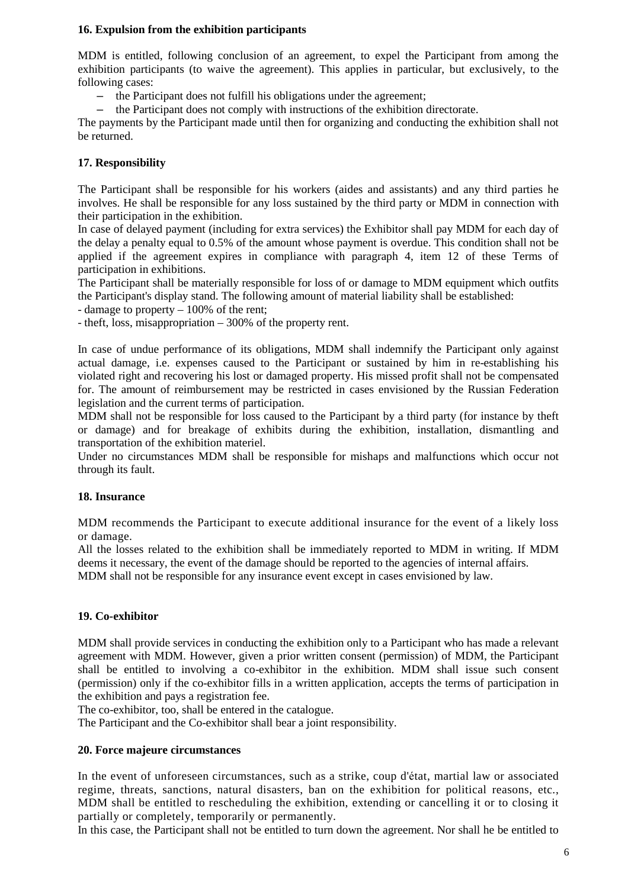**16. Expulsion from the exhibition participants**

MDM is entitled, following conclusion of an agreement, to expel the Participant from among the exhibition participants (to waive the agreement). This applies in particular, but exclusively, to the following cases:

- the Participant does not fulfill his obligations under the agreement;
- the Participant does not comply with instructions of the exhibition directorate.

The payments by the Participant made until then for organizing and conducting the exhibition shall not be returned.

**17. Responsibility**

The Participant shall be responsible for his workers (aides and assistants) and any third parties he involves. He shall be responsible for any loss sustained by the third party or MDM in connection with their participation in the exhibition.

In case of delayed payment (including for extra services) the Exhibitor shall pay MDM for each day of the delay a penalty equal to 0.5% of the amount whose payment is overdue. This condition shall not be applied if the agreement expires in compliance with paragraph 4, item 12 of these Terms of participation in exhibitions.

The Participant shall be materially responsible for loss of or damage to MDM equipment which outfits the Participant's display stand. The following amount of material liability shall be established:

- damage to property – 100% of the rent;
- theft, loss, misappropriation – 300% of the property rent.

In case of undue performance of its obligations, MDM shall indemnify the Participant only against actual damage, i.e. expenses caused to the Participant or sustained by him in re-establishing his violated right and recovering his lost or damaged property. His missed profit shall not be compensated for. The amount of reimbursement may be restricted in cases envisioned by the Russian Federation legislation and the current terms of participation.

MDM shall not be responsible for loss caused to the Participant by a third party (for instance by theft or damage) and for breakage of exhibits during the exhibition, installation, dismantling and transportation of the exhibition materiel.

Under no circumstances MDM shall be responsible for mishaps and malfunctions which occur not through its fault.

**18. Insurance**

MDM recommends the Participant to execute additional insurance for the event of a likely loss or damage.

All the losses related to the exhibition shall be immediately reported to MDM in writing. If MDM deems it necessary, the event of the damage should be reported to the agencies of internal affairs.

MDM shall not be responsible for any insurance event except in cases envisioned by law.

**19. Co-exhibitor**

MDM shall provide services in conducting the exhibition only to a Participant who has made a relevant agreement with MDM. However, given a prior written consent (permission) of MDM, the Participant shall be entitled to involving a co-exhibitor in the exhibition. MDM shall issue such consent (permission) only if the co-exhibitor fills in a written application, accepts the terms of participation in the exhibition and pays a registration fee.

The co-exhibitor, too, shall be entered in the catalogue.

The Participant and the Co-exhibitor shall bear a joint responsibility.

**20. Force majeure circumstances**

In the event of unforeseen circumstances, such as a strike, coup d'état, martial law or associated regime, threats, sanctions, natural disasters, ban on the exhibition for political reasons, etc., MDM shall be entitled to rescheduling the exhibition, extending or cancelling it or to closing it partially or completely, temporarily or permanently.

In this case, the Participant shall not be entitled to turn down the agreement. Nor shall he be entitled to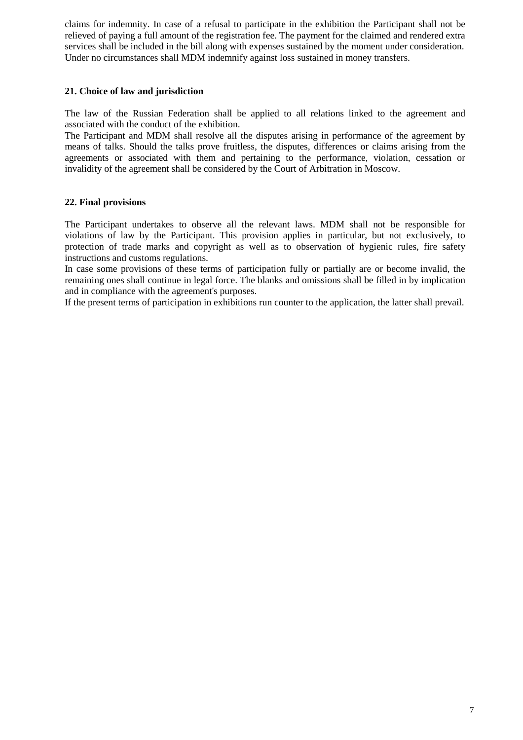claims for indemnity. In case of a refusal to participate in the exhibition the Participant shall not be relieved of paying a full amount of the registration fee. The payment for the claimed and rendered extra services shall be included in the bill along with expenses sustained by the moment under consideration. Under no circumstances shall MDM indemnify against loss sustained in money transfers.

**21. Choice of law and jurisdiction**

The law of the Russian Federation shall be applied to all relations linked to the agreement and associated with the conduct of the exhibition.
The Participant and MDM shall resolve all the disputes arising in performance of the agreement by means of talks. Should the talks prove fruitless, the disputes, differences or claims arising from the agreements or associated with them and pertaining to the performance, violation, cessation or invalidity of the agreement shall be considered by the Court of Arbitration in Moscow.

**22. Final provisions**

The Participant undertakes to observe all the relevant laws. MDM shall not be responsible for violations of law by the Participant. This provision applies in particular, but not exclusively, to protection of trade marks and copyright as well as to observation of hygienic rules, fire safety instructions and customs regulations.
In case some provisions of these terms of participation fully or partially are or become invalid, the remaining ones shall continue in legal force. The blanks and omissions shall be filled in by implication and in compliance with the agreement's purposes.
If the present terms of participation in exhibitions run counter to the application, the latter shall prevail.